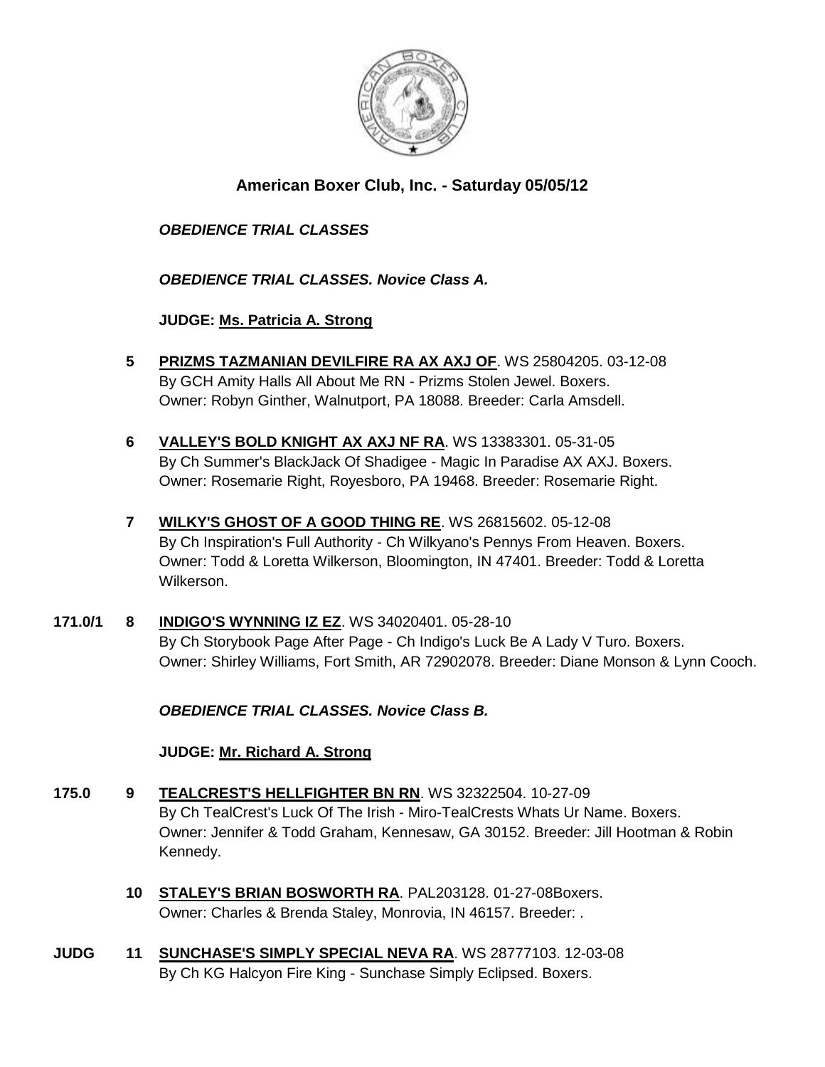# American Boxer Club, Inc. - Saturday 05/05/12

***OBEDIENCE TRIAL CLASSES***

***OBEDIENCE TRIAL CLASSES. Novice Class A.***

**JUDGE: Ms. Patricia A. Strong**

**5** **PRIZMS TAZMANIAN DEVILFIRE RA AX AXJ OF**. WS 25804205. 03-12-08
By GCH Amity Halls All About Me RN - Prizms Stolen Jewel. Boxers.
Owner: Robyn Ginther, Walnutport, PA 18088. Breeder: Carla Amsdell.

**6** **VALLEY'S BOLD KNIGHT AX AXJ NF RA**. WS 13383301. 05-31-05
By Ch Summer's BlackJack Of Shadigee - Magic In Paradise AX AXJ. Boxers.
Owner: Rosemarie Right, Royesboro, PA 19468. Breeder: Rosemarie Right.

**7** **WILKY'S GHOST OF A GOOD THING RE**. WS 26815602. 05-12-08
By Ch Inspiration's Full Authority - Ch Wilkyano's Pennys From Heaven. Boxers.
Owner: Todd & Loretta Wilkerson, Bloomington, IN 47401. Breeder: Todd & Loretta Wilkerson.

**171.0/1** **8** **INDIGO'S WYNNING IZ EZ**. WS 34020401. 05-28-10
By Ch Storybook Page After Page - Ch Indigo's Luck Be A Lady V Turo. Boxers.
Owner: Shirley Williams, Fort Smith, AR 72902078. Breeder: Diane Monson & Lynn Cooch.

***OBEDIENCE TRIAL CLASSES. Novice Class B.***

**JUDGE: Mr. Richard A. Strong**

**175.0** **9** **TEALCREST'S HELLFIGHTER BN RN**. WS 32322504. 10-27-09
By Ch TealCrest's Luck Of The Irish - Miro-TealCrests Whats Ur Name. Boxers.
Owner: Jennifer & Todd Graham, Kennesaw, GA 30152. Breeder: Jill Hootman & Robin Kennedy.

**10** **STALEY'S BRIAN BOSWORTH RA**. PAL203128. 01-27-08Boxers.
Owner: Charles & Brenda Staley, Monrovia, IN 46157. Breeder: .

**JUDG** **11** **SUNCHASE'S SIMPLY SPECIAL NEVA RA**. WS 28777103. 12-03-08
By Ch KG Halcyon Fire King - Sunchase Simply Eclipsed. Boxers.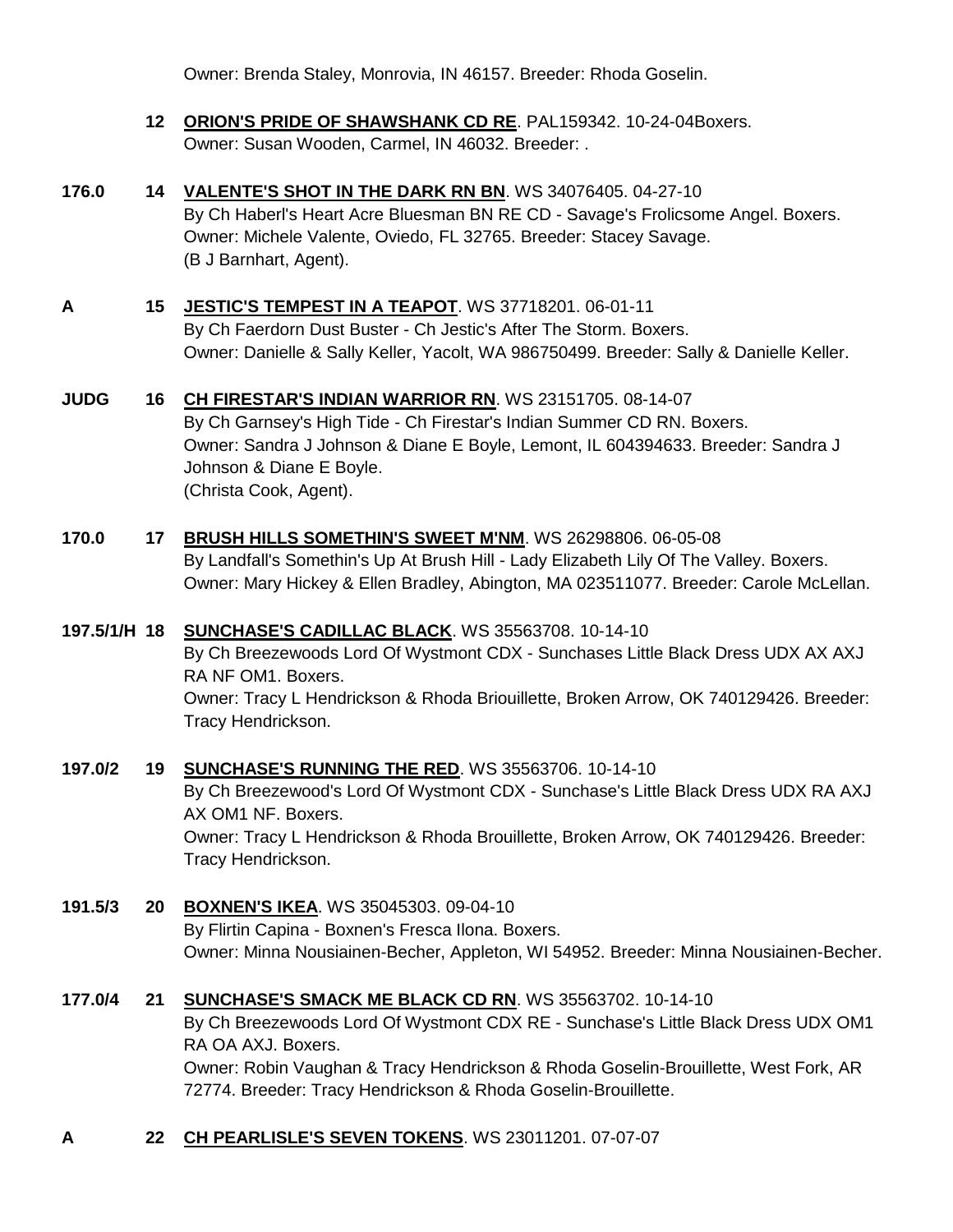Owner: Brenda Staley, Monrovia, IN 46157. Breeder: Rhoda Goselin.

**12** **ORION'S PRIDE OF SHAWSHANK CD RE**. PAL159342. 10-24-04Boxers.
Owner: Susan Wooden, Carmel, IN 46032. Breeder: .

**176.0** **14** **VALENTE'S SHOT IN THE DARK RN BN**. WS 34076405. 04-27-10
By Ch Haberl's Heart Acre Bluesman BN RE CD - Savage's Frolicsome Angel. Boxers.
Owner: Michele Valente, Oviedo, FL 32765. Breeder: Stacey Savage.
(B J Barnhart, Agent).

**A** **15** **JESTIC'S TEMPEST IN A TEAPOT**. WS 37718201. 06-01-11
By Ch Faerdorn Dust Buster - Ch Jestic's After The Storm. Boxers.
Owner: Danielle & Sally Keller, Yacolt, WA 986750499. Breeder: Sally & Danielle Keller.

**JUDG** **16** **CH FIRESTAR'S INDIAN WARRIOR RN**. WS 23151705. 08-14-07
By Ch Garnsey's High Tide - Ch Firestar's Indian Summer CD RN. Boxers.
Owner: Sandra J Johnson & Diane E Boyle, Lemont, IL 604394633. Breeder: Sandra J Johnson & Diane E Boyle.
(Christa Cook, Agent).

**170.0** **17** **BRUSH HILLS SOMETHIN'S SWEET M'NM**. WS 26298806. 06-05-08
By Landfall's Somethin's Up At Brush Hill - Lady Elizabeth Lily Of The Valley. Boxers.
Owner: Mary Hickey & Ellen Bradley, Abington, MA 023511077. Breeder: Carole McLellan.

**197.5/1/H** **18** **SUNCHASE'S CADILLAC BLACK**. WS 35563708. 10-14-10
By Ch Breezewoods Lord Of Wystmont CDX - Sunchases Little Black Dress UDX AX AXJ RA NF OM1. Boxers.
Owner: Tracy L Hendrickson & Rhoda Briouillette, Broken Arrow, OK 740129426. Breeder: Tracy Hendrickson.

**197.0/2** **19** **SUNCHASE'S RUNNING THE RED**. WS 35563706. 10-14-10
By Ch Breezewood's Lord Of Wystmont CDX - Sunchase's Little Black Dress UDX RA AXJ AX OM1 NF. Boxers.
Owner: Tracy L Hendrickson & Rhoda Brouillette, Broken Arrow, OK 740129426. Breeder: Tracy Hendrickson.

**191.5/3** **20** **BOXNEN'S IKEA**. WS 35045303. 09-04-10
By Flirtin Capina - Boxnen's Fresca Ilona. Boxers.
Owner: Minna Nousiainen-Becher, Appleton, WI 54952. Breeder: Minna Nousiainen-Becher.

**177.0/4** **21** **SUNCHASE'S SMACK ME BLACK CD RN**. WS 35563702. 10-14-10
By Ch Breezewoods Lord Of Wystmont CDX RE - Sunchase's Little Black Dress UDX OM1 RA OA AXJ. Boxers.
Owner: Robin Vaughan & Tracy Hendrickson & Rhoda Goselin-Brouillette, West Fork, AR 72774. Breeder: Tracy Hendrickson & Rhoda Goselin-Brouillette.

**A** **22** **CH PEARLISLE'S SEVEN TOKENS**. WS 23011201. 07-07-07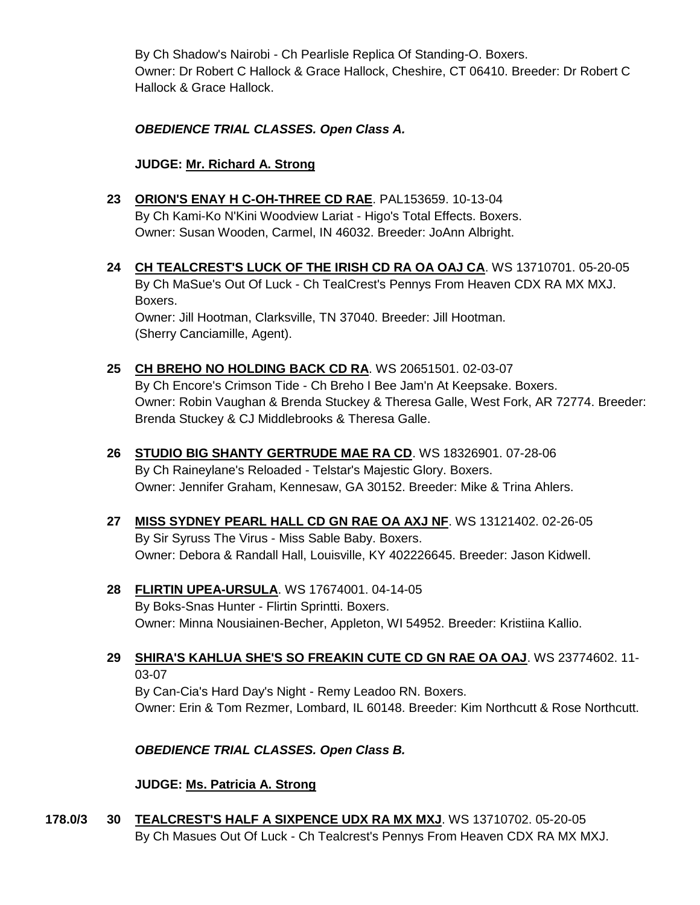By Ch Shadow's Nairobi - Ch Pearlisle Replica Of Standing-O. Boxers.
Owner: Dr Robert C Hallock & Grace Hallock, Cheshire, CT 06410. Breeder: Dr Robert C Hallock & Grace Hallock.

***OBEDIENCE TRIAL CLASSES. Open Class A.***

**JUDGE: Mr. Richard A. Strong**

**23 ORION'S ENAY H C-OH-THREE CD RAE**. PAL153659. 10-13-04
By Ch Kami-Ko N'Kini Woodview Lariat - Higo's Total Effects. Boxers.
Owner: Susan Wooden, Carmel, IN 46032. Breeder: JoAnn Albright.

**24 CH TEALCREST'S LUCK OF THE IRISH CD RA OA OAJ CA**. WS 13710701. 05-20-05
By Ch MaSue's Out Of Luck - Ch TealCrest's Pennys From Heaven CDX RA MX MXJ. Boxers.
Owner: Jill Hootman, Clarksville, TN 37040. Breeder: Jill Hootman.
(Sherry Canciamille, Agent).

**25 CH BREHO NO HOLDING BACK CD RA**. WS 20651501. 02-03-07
By Ch Encore's Crimson Tide - Ch Breho I Bee Jam'n At Keepsake. Boxers.
Owner: Robin Vaughan & Brenda Stuckey & Theresa Galle, West Fork, AR 72774. Breeder: Brenda Stuckey & CJ Middlebrooks & Theresa Galle.

**26 STUDIO BIG SHANTY GERTRUDE MAE RA CD**. WS 18326901. 07-28-06
By Ch Raineylane's Reloaded - Telstar's Majestic Glory. Boxers.
Owner: Jennifer Graham, Kennesaw, GA 30152. Breeder: Mike & Trina Ahlers.

**27 MISS SYDNEY PEARL HALL CD GN RAE OA AXJ NF**. WS 13121402. 02-26-05
By Sir Syruss The Virus - Miss Sable Baby. Boxers.
Owner: Debora & Randall Hall, Louisville, KY 402226645. Breeder: Jason Kidwell.

**28 FLIRTIN UPEA-URSULA**. WS 17674001. 04-14-05
By Boks-Snas Hunter - Flirtin Sprintti. Boxers.
Owner: Minna Nousiainen-Becher, Appleton, WI 54952. Breeder: Kristiina Kallio.

**29 SHIRA'S KAHLUA SHE'S SO FREAKIN CUTE CD GN RAE OA OAJ**. WS 23774602. 11-03-07
By Can-Cia's Hard Day's Night - Remy Leadoo RN. Boxers.
Owner: Erin & Tom Rezmer, Lombard, IL 60148. Breeder: Kim Northcutt & Rose Northcutt.

***OBEDIENCE TRIAL CLASSES. Open Class B.***

**JUDGE: Ms. Patricia A. Strong**

**178.0/3 30 TEALCREST'S HALF A SIXPENCE UDX RA MX MXJ**. WS 13710702. 05-20-05
By Ch Masues Out Of Luck - Ch Tealcrest's Pennys From Heaven CDX RA MX MXJ.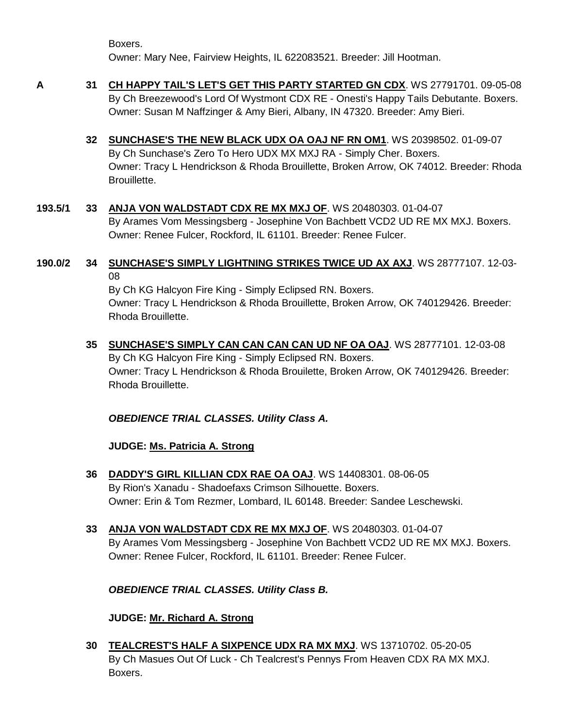Boxers.
Owner: Mary Nee, Fairview Heights, IL 622083521. Breeder: Jill Hootman.

**A** **31** **CH HAPPY TAIL'S LET'S GET THIS PARTY STARTED GN CDX**. WS 27791701. 09-05-08
By Ch Breezewood's Lord Of Wystmont CDX RE - Onesti's Happy Tails Debutante. Boxers.
Owner: Susan M Naffzinger & Amy Bieri, Albany, IN 47320. Breeder: Amy Bieri.

**32** **SUNCHASE'S THE NEW BLACK UDX OA OAJ NF RN OM1**. WS 20398502. 01-09-07
By Ch Sunchase's Zero To Hero UDX MX MXJ RA - Simply Cher. Boxers.
Owner: Tracy L Hendrickson & Rhoda Brouillette, Broken Arrow, OK 74012. Breeder: Rhoda Brouillette.

**193.5/1** **33** **ANJA VON WALDSTADT CDX RE MX MXJ OF**. WS 20480303. 01-04-07
By Arames Vom Messingsberg - Josephine Von Bachbett VCD2 UD RE MX MXJ. Boxers.
Owner: Renee Fulcer, Rockford, IL 61101. Breeder: Renee Fulcer.

**190.0/2** **34** **SUNCHASE'S SIMPLY LIGHTNING STRIKES TWICE UD AX AXJ**. WS 28777107. 12-03-08
By Ch KG Halcyon Fire King - Simply Eclipsed RN. Boxers.
Owner: Tracy L Hendrickson & Rhoda Brouillette, Broken Arrow, OK 740129426. Breeder: Rhoda Brouillette.

**35** **SUNCHASE'S SIMPLY CAN CAN CAN CAN UD NF OA OAJ**. WS 28777101. 12-03-08
By Ch KG Halcyon Fire King - Simply Eclipsed RN. Boxers.
Owner: Tracy L Hendrickson & Rhoda Brouilette, Broken Arrow, OK 740129426. Breeder: Rhoda Brouillette.

***OBEDIENCE TRIAL CLASSES. Utility Class A.***

**JUDGE: Ms. Patricia A. Strong**

**36** **DADDY'S GIRL KILLIAN CDX RAE OA OAJ**. WS 14408301. 08-06-05
By Rion's Xanadu - Shadoefaxs Crimson Silhouette. Boxers.
Owner: Erin & Tom Rezmer, Lombard, IL 60148. Breeder: Sandee Leschewski.

**33** **ANJA VON WALDSTADT CDX RE MX MXJ OF**. WS 20480303. 01-04-07
By Arames Vom Messingsberg - Josephine Von Bachbett VCD2 UD RE MX MXJ. Boxers.
Owner: Renee Fulcer, Rockford, IL 61101. Breeder: Renee Fulcer.

***OBEDIENCE TRIAL CLASSES. Utility Class B.***

**JUDGE: Mr. Richard A. Strong**

**30** **TEALCREST'S HALF A SIXPENCE UDX RA MX MXJ**. WS 13710702. 05-20-05
By Ch Masues Out Of Luck - Ch Tealcrest's Pennys From Heaven CDX RA MX MXJ. Boxers.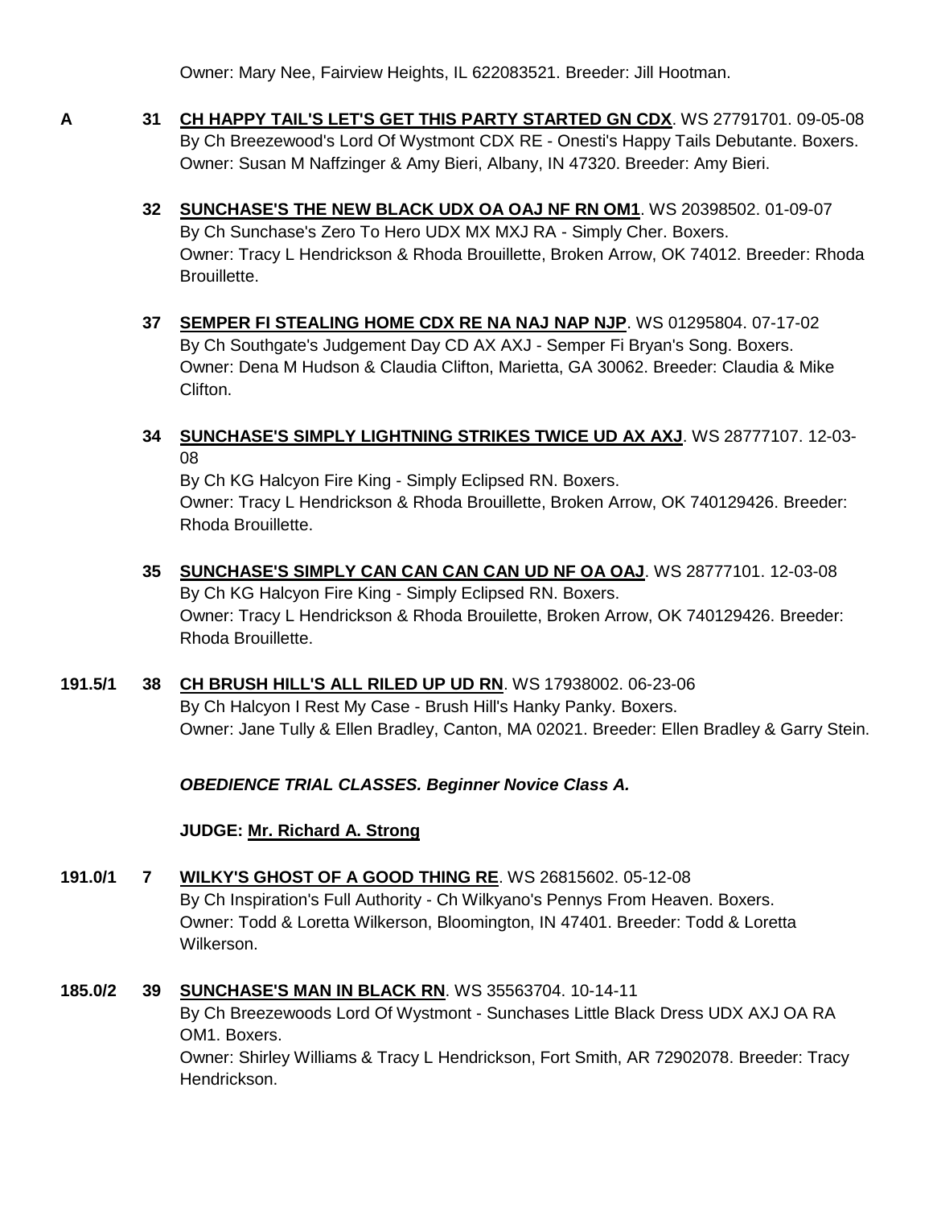Owner: Mary Nee, Fairview Heights, IL 622083521. Breeder: Jill Hootman.

**A** **31** **CH HAPPY TAIL'S LET'S GET THIS PARTY STARTED GN CDX**. WS 27791701. 09-05-08
By Ch Breezewood's Lord Of Wystmont CDX RE - Onesti's Happy Tails Debutante. Boxers.
Owner: Susan M Naffzinger & Amy Bieri, Albany, IN 47320. Breeder: Amy Bieri.

**32** **SUNCHASE'S THE NEW BLACK UDX OA OAJ NF RN OM1**. WS 20398502. 01-09-07
By Ch Sunchase's Zero To Hero UDX MX MXJ RA - Simply Cher. Boxers.
Owner: Tracy L Hendrickson & Rhoda Brouillette, Broken Arrow, OK 74012. Breeder: Rhoda Brouillette.

**37** **SEMPER FI STEALING HOME CDX RE NA NAJ NAP NJP**. WS 01295804. 07-17-02
By Ch Southgate's Judgement Day CD AX AXJ - Semper Fi Bryan's Song. Boxers.
Owner: Dena M Hudson & Claudia Clifton, Marietta, GA 30062. Breeder: Claudia & Mike Clifton.

**34** **SUNCHASE'S SIMPLY LIGHTNING STRIKES TWICE UD AX AXJ**. WS 28777107. 12-03-08
By Ch KG Halcyon Fire King - Simply Eclipsed RN. Boxers.
Owner: Tracy L Hendrickson & Rhoda Brouillette, Broken Arrow, OK 740129426. Breeder: Rhoda Brouillette.

**35** **SUNCHASE'S SIMPLY CAN CAN CAN CAN UD NF OA OAJ**. WS 28777101. 12-03-08
By Ch KG Halcyon Fire King - Simply Eclipsed RN. Boxers.
Owner: Tracy L Hendrickson & Rhoda Brouilette, Broken Arrow, OK 740129426. Breeder: Rhoda Brouillette.

**191.5/1** **38** **CH BRUSH HILL'S ALL RILED UP UD RN**. WS 17938002. 06-23-06
By Ch Halcyon I Rest My Case - Brush Hill's Hanky Panky. Boxers.
Owner: Jane Tully & Ellen Bradley, Canton, MA 02021. Breeder: Ellen Bradley & Garry Stein.

***OBEDIENCE TRIAL CLASSES. Beginner Novice Class A.***

**JUDGE: Mr. Richard A. Strong**

**191.0/1** **7** **WILKY'S GHOST OF A GOOD THING RE**. WS 26815602. 05-12-08
By Ch Inspiration's Full Authority - Ch Wilkyano's Pennys From Heaven. Boxers.
Owner: Todd & Loretta Wilkerson, Bloomington, IN 47401. Breeder: Todd & Loretta Wilkerson.

**185.0/2** **39** **SUNCHASE'S MAN IN BLACK RN**. WS 35563704. 10-14-11
By Ch Breezewoods Lord Of Wystmont - Sunchases Little Black Dress UDX AXJ OA RA OM1. Boxers.
Owner: Shirley Williams & Tracy L Hendrickson, Fort Smith, AR 72902078. Breeder: Tracy Hendrickson.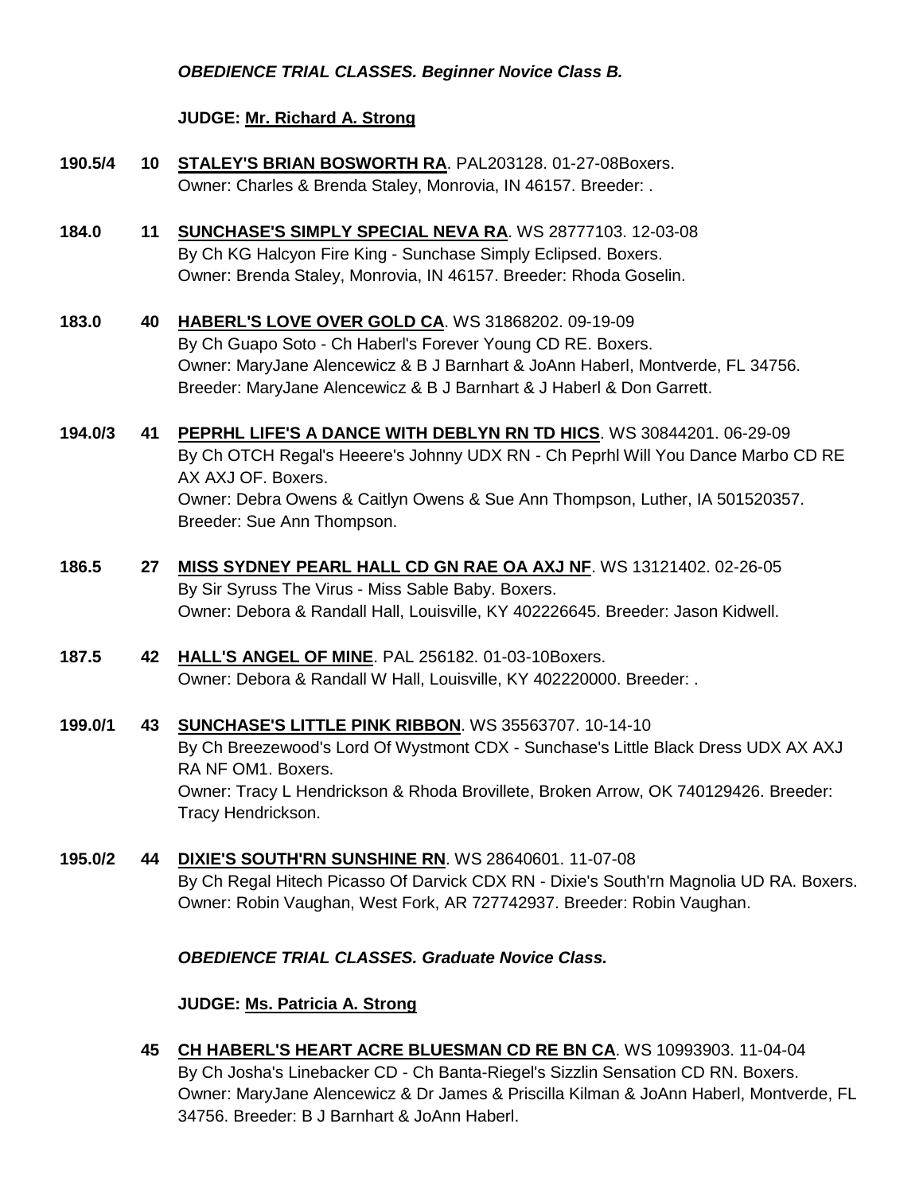***OBEDIENCE TRIAL CLASSES. Beginner Novice Class B.***

**JUDGE: Mr. Richard A. Strong**

**190.5/4** **10** **STALEY'S BRIAN BOSWORTH RA**. PAL203128. 01-27-08Boxers.
Owner: Charles & Brenda Staley, Monrovia, IN 46157. Breeder: .

**184.0** **11** **SUNCHASE'S SIMPLY SPECIAL NEVA RA**. WS 28777103. 12-03-08
By Ch KG Halcyon Fire King - Sunchase Simply Eclipsed. Boxers.
Owner: Brenda Staley, Monrovia, IN 46157. Breeder: Rhoda Goselin.

**183.0** **40** **HABERL'S LOVE OVER GOLD CA**. WS 31868202. 09-19-09
By Ch Guapo Soto - Ch Haberl's Forever Young CD RE. Boxers.
Owner: MaryJane Alencewicz & B J Barnhart & JoAnn Haberl, Montverde, FL 34756.
Breeder: MaryJane Alencewicz & B J Barnhart & J Haberl & Don Garrett.

**194.0/3** **41** **PEPRHL LIFE'S A DANCE WITH DEBLYN RN TD HICS**. WS 30844201. 06-29-09
By Ch OTCH Regal's Heeere's Johnny UDX RN - Ch Peprhl Will You Dance Marbo CD RE AX AXJ OF. Boxers.
Owner: Debra Owens & Caitlyn Owens & Sue Ann Thompson, Luther, IA 501520357.
Breeder: Sue Ann Thompson.

**186.5** **27** **MISS SYDNEY PEARL HALL CD GN RAE OA AXJ NF**. WS 13121402. 02-26-05
By Sir Syruss The Virus - Miss Sable Baby. Boxers.
Owner: Debora & Randall Hall, Louisville, KY 402226645. Breeder: Jason Kidwell.

**187.5** **42** **HALL'S ANGEL OF MINE**. PAL 256182. 01-03-10Boxers.
Owner: Debora & Randall W Hall, Louisville, KY 402220000. Breeder: .

**199.0/1** **43** **SUNCHASE'S LITTLE PINK RIBBON**. WS 35563707. 10-14-10
By Ch Breezewood's Lord Of Wystmont CDX - Sunchase's Little Black Dress UDX AX AXJ RA NF OM1. Boxers.
Owner: Tracy L Hendrickson & Rhoda Brovillete, Broken Arrow, OK 740129426. Breeder: Tracy Hendrickson.

**195.0/2** **44** **DIXIE'S SOUTH'RN SUNSHINE RN**. WS 28640601. 11-07-08
By Ch Regal Hitech Picasso Of Darvick CDX RN - Dixie's South'rn Magnolia UD RA. Boxers.
Owner: Robin Vaughan, West Fork, AR 727742937. Breeder: Robin Vaughan.

***OBEDIENCE TRIAL CLASSES. Graduate Novice Class.***

**JUDGE: Ms. Patricia A. Strong**

**45** **CH HABERL'S HEART ACRE BLUESMAN CD RE BN CA**. WS 10993903. 11-04-04
By Ch Josha's Linebacker CD - Ch Banta-Riegel's Sizzlin Sensation CD RN. Boxers.
Owner: MaryJane Alencewicz & Dr James & Priscilla Kilman & JoAnn Haberl, Montverde, FL 34756. Breeder: B J Barnhart & JoAnn Haberl.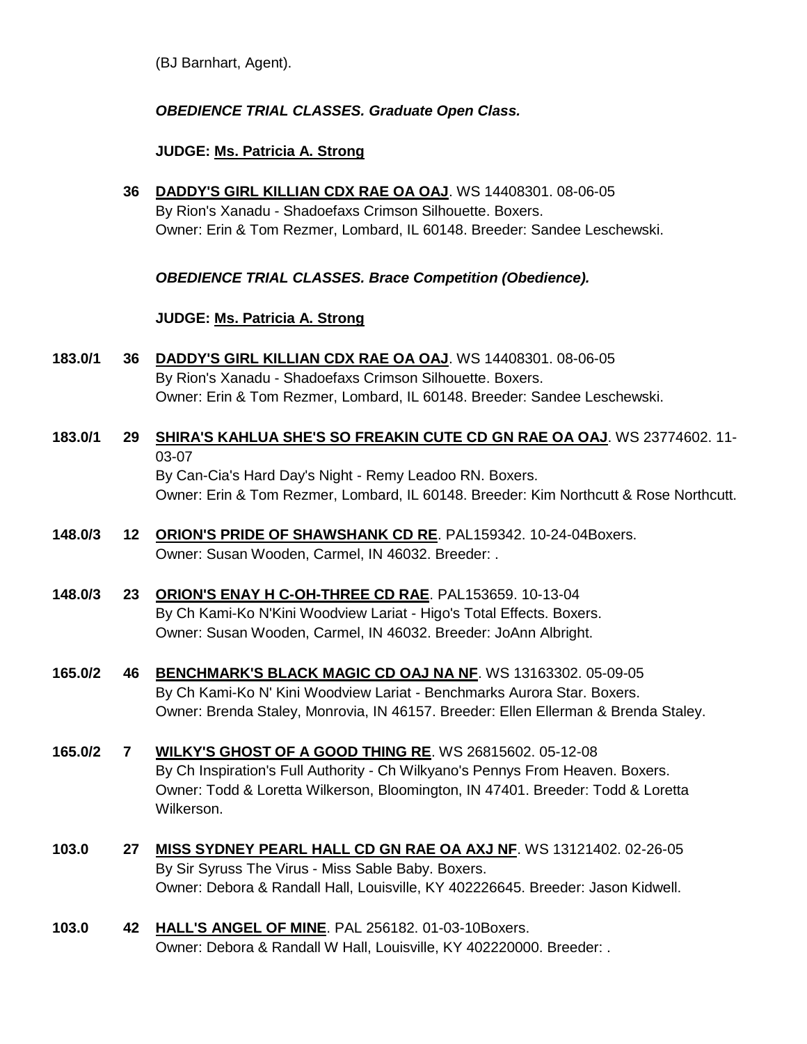(BJ Barnhart, Agent).

***OBEDIENCE TRIAL CLASSES. Graduate Open Class.***

**JUDGE: Ms. Patricia A. Strong**

**36** **DADDY'S GIRL KILLIAN CDX RAE OA OAJ**. WS 14408301. 08-06-05
By Rion's Xanadu - Shadoefaxs Crimson Silhouette. Boxers.
Owner: Erin & Tom Rezmer, Lombard, IL 60148. Breeder: Sandee Leschewski.

***OBEDIENCE TRIAL CLASSES. Brace Competition (Obedience).***

**JUDGE: Ms. Patricia A. Strong**

**183.0/1** **36** **DADDY'S GIRL KILLIAN CDX RAE OA OAJ**. WS 14408301. 08-06-05
By Rion's Xanadu - Shadoefaxs Crimson Silhouette. Boxers.
Owner: Erin & Tom Rezmer, Lombard, IL 60148. Breeder: Sandee Leschewski.

**183.0/1** **29** **SHIRA'S KAHLUA SHE'S SO FREAKIN CUTE CD GN RAE OA OAJ**. WS 23774602. 11-03-07
By Can-Cia's Hard Day's Night - Remy Leadoo RN. Boxers.
Owner: Erin & Tom Rezmer, Lombard, IL 60148. Breeder: Kim Northcutt & Rose Northcutt.

**148.0/3** **12** **ORION'S PRIDE OF SHAWSHANK CD RE**. PAL159342. 10-24-04Boxers.
Owner: Susan Wooden, Carmel, IN 46032. Breeder: .

**148.0/3** **23** **ORION'S ENAY H C-OH-THREE CD RAE**. PAL153659. 10-13-04
By Ch Kami-Ko N'Kini Woodview Lariat - Higo's Total Effects. Boxers.
Owner: Susan Wooden, Carmel, IN 46032. Breeder: JoAnn Albright.

**165.0/2** **46** **BENCHMARK'S BLACK MAGIC CD OAJ NA NF**. WS 13163302. 05-09-05
By Ch Kami-Ko N' Kini Woodview Lariat - Benchmarks Aurora Star. Boxers.
Owner: Brenda Staley, Monrovia, IN 46157. Breeder: Ellen Ellerman & Brenda Staley.

**165.0/2** **7** **WILKY'S GHOST OF A GOOD THING RE**. WS 26815602. 05-12-08
By Ch Inspiration's Full Authority - Ch Wilkyano's Pennys From Heaven. Boxers.
Owner: Todd & Loretta Wilkerson, Bloomington, IN 47401. Breeder: Todd & Loretta Wilkerson.

**103.0** **27** **MISS SYDNEY PEARL HALL CD GN RAE OA AXJ NF**. WS 13121402. 02-26-05
By Sir Syruss The Virus - Miss Sable Baby. Boxers.
Owner: Debora & Randall Hall, Louisville, KY 402226645. Breeder: Jason Kidwell.

**103.0** **42** **HALL'S ANGEL OF MINE**. PAL 256182. 01-03-10Boxers.
Owner: Debora & Randall W Hall, Louisville, KY 402220000. Breeder: .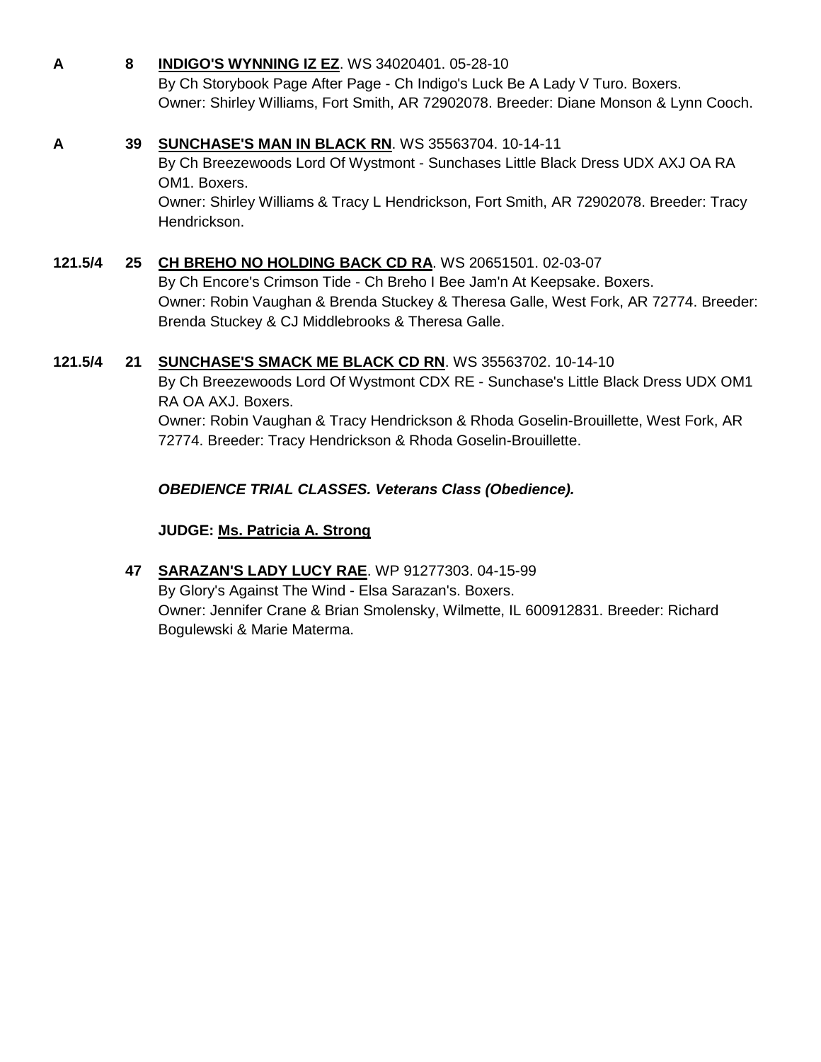**A** **8** **INDIGO'S WYNNING IZ EZ**. WS 34020401. 05-28-10
By Ch Storybook Page After Page - Ch Indigo's Luck Be A Lady V Turo. Boxers.
Owner: Shirley Williams, Fort Smith, AR 72902078. Breeder: Diane Monson & Lynn Cooch.

**A** **39** **SUNCHASE'S MAN IN BLACK RN**. WS 35563704. 10-14-11
By Ch Breezewoods Lord Of Wystmont - Sunchases Little Black Dress UDX AXJ OA RA OM1. Boxers.
Owner: Shirley Williams & Tracy L Hendrickson, Fort Smith, AR 72902078. Breeder: Tracy Hendrickson.

**121.5/4** **25** **CH BREHO NO HOLDING BACK CD RA**. WS 20651501. 02-03-07
By Ch Encore's Crimson Tide - Ch Breho I Bee Jam'n At Keepsake. Boxers.
Owner: Robin Vaughan & Brenda Stuckey & Theresa Galle, West Fork, AR 72774. Breeder: Brenda Stuckey & CJ Middlebrooks & Theresa Galle.

**121.5/4** **21** **SUNCHASE'S SMACK ME BLACK CD RN**. WS 35563702. 10-14-10
By Ch Breezewoods Lord Of Wystmont CDX RE - Sunchase's Little Black Dress UDX OM1 RA OA AXJ. Boxers.
Owner: Robin Vaughan & Tracy Hendrickson & Rhoda Goselin-Brouillette, West Fork, AR 72774. Breeder: Tracy Hendrickson & Rhoda Goselin-Brouillette.

***OBEDIENCE TRIAL CLASSES. Veterans Class (Obedience).***

**JUDGE: Ms. Patricia A. Strong**

**47** **SARAZAN'S LADY LUCY RAE**. WP 91277303. 04-15-99
By Glory's Against The Wind - Elsa Sarazan's. Boxers.
Owner: Jennifer Crane & Brian Smolensky, Wilmette, IL 600912831. Breeder: Richard Bogulewski & Marie Materma.